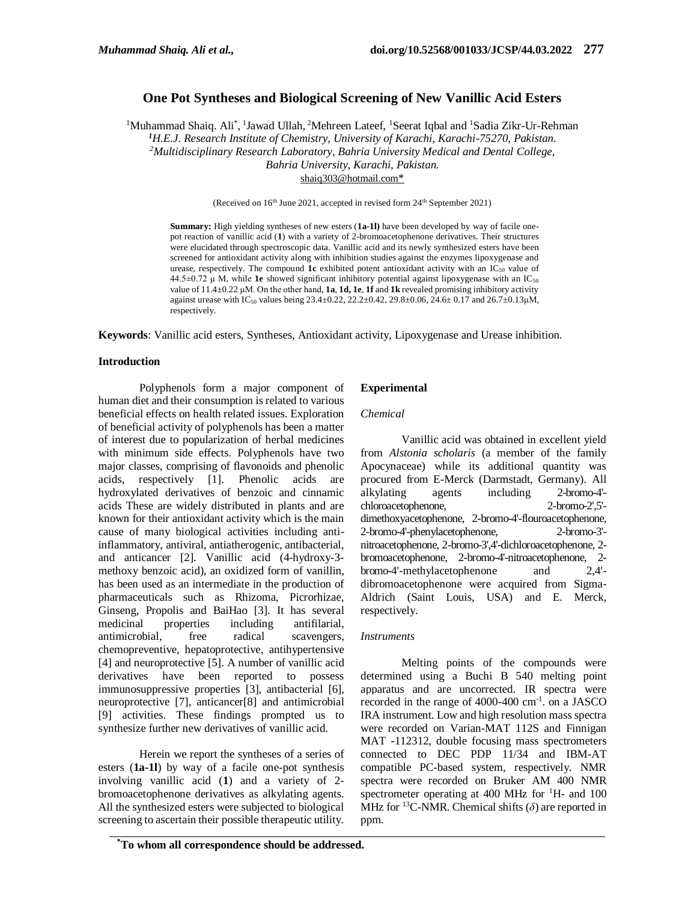# One Pot Syntheses and Biological Screening of New Vanillic Acid Esters

[1]Muhammad Shaiq. Ali*, [1]Jawad Ullah, [2]Mehreen Lateef, [1]Seerat Iqbal and [1]Sadia Zikr-Ur-Rehman

*[1]H.E.J. Research Institute of Chemistry, University of Karachi, Karachi-75270, Pakistan.*
*[2]Multidisciplinary Research Laboratory, Bahria University Medical and Dental College, Bahria University, Karachi, Pakistan.*
shaiq303@hotmail.com*

(Received on 16th June 2021, accepted in revised form 24th September 2021)

**Summary:** High yielding syntheses of new esters (**1a-1l**) have been developed by way of facile one-pot reaction of vanillic acid (**1**) with a variety of 2-bromoacetophenone derivatives. Their structures were elucidated through spectroscopic data. Vanillic acid and its newly synthesized esters have been screened for antioxidant activity along with inhibition studies against the enzymes lipoxygenase and urease, respectively. The compound **1c** exhibited potent antioxidant activity with an $IC_{50}$ value of 44.5±0.72 μ M, while **1e** showed significant inhibitory potential against lipoxygenase with an $IC_{50}$ value of 11.4±0.22 μM. On the other hand, **1a**, **1d, 1e**, **1f** and **1k** revealed promising inhibitory activity against urease with $IC_{50}$ values being 23.4±0.22, 22.2±0.42, 29.8±0.06, 24.6± 0.17 and 26.7±0.13μM, respectively.

**Keywords**: Vanillic acid esters, Syntheses, Antioxidant activity, Lipoxygenase and Urease inhibition.

## Introduction

Polyphenols form a major component of human diet and their consumption is related to various beneficial effects on health related issues. Exploration of beneficial activity of polyphenols has been a matter of interest due to popularization of herbal medicines with minimum side effects. Polyphenols have two major classes, comprising of flavonoids and phenolic acids, respectively [1]. Phenolic acids are hydroxylated derivatives of benzoic and cinnamic acids These are widely distributed in plants and are known for their antioxidant activity which is the main cause of many biological activities including anti-inflammatory, antiviral, antiatherogenic, antibacterial, and anticancer [2]. Vanillic acid (4-hydroxy-3-methoxy benzoic acid), an oxidized form of vanillin, has been used as an intermediate in the production of pharmaceuticals such as Rhizoma, Picrorhizae, Ginseng, Propolis and BaiHao [3]. It has several medicinal properties including antifilarial, antimicrobial, free radical scavengers, chemopreventive, hepatoprotective, antihypertensive [4] and neuroprotective [5]. A number of vanillic acid derivatives have been reported to possess immunosuppressive properties [3], antibacterial [6], neuroprotective [7], anticancer[8] and antimicrobial [9] activities. These findings prompted us to synthesize further new derivatives of vanillic acid.

Herein we report the syntheses of a series of esters (**1a-1l**) by way of a facile one-pot synthesis involving vanillic acid (**1**) and a variety of 2-bromoacetophenone derivatives as alkylating agents. All the synthesized esters were subjected to biological screening to ascertain their possible therapeutic utility.

## Experimental

### *Chemical*

Vanillic acid was obtained in excellent yield from *Alstonia scholaris* (a member of the family Apocynaceae) while its additional quantity was procured from E-Merck (Darmstadt, Germany). All alkylating agents including 2-bromo-4'-chloroacetophenone, 2-bromo-2',5'-dimethoxyacetophenone, 2-bromo-4'-flouroacetophenone, 2-bromo-4'-phenylacetophenone, 2-bromo-3'-nitroacetophenone, 2-bromo-3',4'-dichloroacetophenone, 2-bromoacetophenone, 2-bromo-4'-nitroacetophenone, 2-bromo-4'-methylacetophenone and 2,4'-dibromoacetophenone were acquired from Sigma-Aldrich (Saint Louis, USA) and E. Merck, respectively.

### *Instruments*

Melting points of the compounds were determined using a Buchi B 540 melting point apparatus and are uncorrected. IR spectra were recorded in the range of 4000-400 $cm^{-1}$. on a JASCO IRA instrument. Low and high resolution mass spectra were recorded on Varian-MAT 112S and Finnigan MAT -112312, double focusing mass spectrometers connected to DEC PDP 11/34 and IBM-AT compatible PC-based system, respectively. NMR spectra were recorded on Bruker AM 400 NMR spectrometer operating at 400 MHz for $^{1}$H- and 100 MHz for $^{13}$C-NMR. Chemical shifts ($\delta$) are reported in ppm.

*To whom all correspondence should be addressed.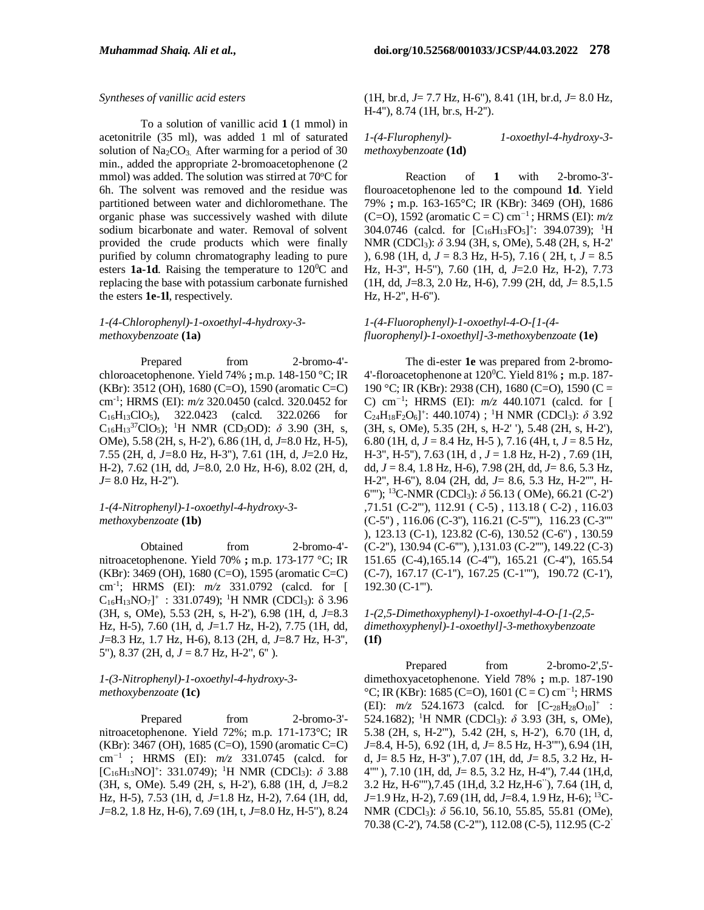*Syntheses of vanillic acid esters*

To a solution of vanillic acid **1** (1 mmol) in acetonitrile (35 ml), was added 1 ml of saturated solution of $Na_2CO_3$. After warming for a period of 30 min., added the appropriate 2-bromoacetophenone (2 mmol) was added. The solution was stirred at 70°C for 6h. The solvent was removed and the residue was partitioned between water and dichloromethane. The organic phase was successively washed with dilute sodium bicarbonate and water. Removal of solvent provided the crude products which were finally purified by column chromatography leading to pure esters **1a-1d**. Raising the temperature to 120°C and replacing the base with potassium carbonate furnished the esters **1e-1l**, respectively.

*1-(4-Chlorophenyl)-1-oxoethyl-4-hydroxy-3-methoxybenzoate* **(1a)**

Prepared from 2-bromo-4'-chloroacetophenone. Yield 74% **;** m.p. 148-150 °C; IR (KBr): 3512 (OH), 1680 (C=O), 1590 (aromatic C=C) $cm^{-1}$; HRMS (EI): *m/z* 320.0450 (calcd. 320.0452 for $C_{16}H_{13}ClO_5$), 322.0423 (calcd. 322.0266 for $C_{16}H_{13}{}^{37}ClO_5$); $^1H$ NMR ($CD_3OD$): *δ* 3.90 (3H, s, OMe), 5.58 (2H, s, H-2'), 6.86 (1H, d, *J*=8.0 Hz, H-5), 7.55 (2H, d, *J*=8.0 Hz, H-3''), 7.61 (1H, d, *J*=2.0 Hz, H-2), 7.62 (1H, dd, *J*=8.0, 2.0 Hz, H-6), 8.02 (2H, d, *J*= 8.0 Hz, H-2'').

*1-(4-Nitrophenyl)-1-oxoethyl-4-hydroxy-3-methoxybenzoate* **(1b)**

Obtained from 2-bromo-4'-nitroacetophenone. Yield 70% **;** m.p. 173-177 °C; IR (KBr): 3469 (OH), 1680 (C=O), 1595 (aromatic C=C) $cm^{-1}$; HRMS (EI): *m/z* 331.0792 (calcd. for $[C_{16}H_{13}NO_7]^+$ : 331.0749); $^1H$ NMR ($CDCl_3$): δ 3.96 (3H, s, OMe), 5.53 (2H, s, H-2'), 6.98 (1H, d, *J*=8.3 Hz, H-5), 7.60 (1H, d, *J*=1.7 Hz, H-2), 7.75 (1H, dd, *J*=8.3 Hz, 1.7 Hz, H-6), 8.13 (2H, d, *J*=8.7 Hz, H-3'', 5''), 8.37 (2H, d, *J* = 8.7 Hz, H-2'', 6'' ).

*1-(3-Nitrophenyl)-1-oxoethyl-4-hydroxy-3-methoxybenzoate* **(1c)**

Prepared from 2-bromo-3'-nitroacetophenone. Yield 72%; m.p. 171-173°C; IR (KBr): 3467 (OH), 1685 (C=O), 1590 (aromatic C=C) $cm^{-1}$ ; HRMS (EI): *m/z* 331.0745 (calcd. for $[C_{16}H_{13}NO]^+$: 331.0749); $^1H$ NMR ($CDCl_3$): *δ* 3.88 (3H, s, OMe). 5.49 (2H, s, H-2'), 6.88 (1H, d, *J*=8.2 Hz, H-5), 7.53 (1H, d, *J*=1.8 Hz, H-2), 7.64 (1H, dd, *J*=8.2, 1.8 Hz, H-6), 7.69 (1H, t, *J*=8.0 Hz, H-5''), 8.24 (1H, br.d, *J*= 7.7 Hz, H-6''), 8.41 (1H, br.d, *J*= 8.0 Hz, H-4''), 8.74 (1H, br.s, H-2'').

*1-(4-Flurophenyl)- 1-oxoethyl-4-hydroxy-3-methoxybenzoate* **(1d)**

Reaction of **1** with 2-bromo-3'-flouroacetophenone led to the compound **1d**. Yield 79% **;** m.p. 163-165°C; IR (KBr): 3469 (OH), 1686 (C=O), 1592 (aromatic C = C) $cm^{-1}$ ; HRMS (EI): *m/z* 304.0746 (calcd. for $[C_{16}H_{13}FO_5]^+$: 394.0739); $^1H$ NMR ($CDCl_3$): *δ* 3.94 (3H, s, OMe), 5.48 (2H, s, H-2' ), 6.98 (1H, d, *J* = 8.3 Hz, H-5), 7.16 ( 2H, t, *J* = 8.5 Hz, H-3'', H-5''), 7.60 (1H, d, *J*=2.0 Hz, H-2), 7.73 (1H, dd, *J*=8.3, 2.0 Hz, H-6), 7.99 (2H, dd, *J*= 8.5,1.5 Hz, H-2'', H-6'').

*1-(4-Fluorophenyl)-1-oxoethyl-4-O-[1-(4-fluorophenyl)-1-oxoethyl]-3-methoxybenzoate* **(1e)**

The di-ester **1e** was prepared from 2-bromo-4'-floroacetophenone at 120°C. Yield 81% **;** m.p. 187-190 °C; IR (KBr): 2938 (CH), 1680 (C=O), 1590 (C = C) $cm^{-1}$; HRMS (EI): *m/z* 440.1071 (calcd. for $[C_{24}H_{18}F_2O_6]^+$: 440.1074) ; $^1H$ NMR ($CDCl_3$): *δ* 3.92 (3H, s, OMe), 5.35 (2H, s, H-2' '), 5.48 (2H, s, H-2'), 6.80 (1H, d, *J* = 8.4 Hz, H-5 ), 7.16 (4H, t, *J* = 8.5 Hz, H-3'', H-5''), 7.63 (1H, d , *J* = 1.8 Hz, H-2) , 7.69 (1H, dd, *J* = 8.4, 1.8 Hz, H-6), 7.98 (2H, dd, *J*= 8.6, 5.3 Hz, H-2'', H-6''), 8.04 (2H, dd, *J*= 8.6, 5.3 Hz, H-2'''', H-6''''); $^{13}C$-NMR ($CDCl_3$): *δ* 56.13 ( OMe), 66.21 (C-2') ,71.51 (C-2'''), 112.91 ( C-5) , 113.18 ( C-2) , 116.03 (C-5'') , 116.06 (C-3''), 116.21 (C-5''''), 116.23 (C-3'''' ), 123.13 (C-1), 123.82 (C-6), 130.52 (C-6'') , 130.59 (C-2''), 130.94 (C-6''''), ),131.03 (C-2''''), 149.22 (C-3) 151.65 (C-4),165.14 (C-4'''), 165.21 (C-4''), 165.54 (C-7), 167.17 (C-1''), 167.25 (C-1''''), 190.72 (C-1'), 192.30 (C-1''').

*1-(2,5-Dimethoxyphenyl)-1-oxoethyl-4-O-[1-(2,5-dimethoxyphenyl)-1-oxoethyl]-3-methoxybenzoate* **(1f)**

Prepared from 2-bromo-2',5'-dimethoxyacetophenone. Yield 78% **;** m.p. 187-190 °C; IR (KBr): 1685 (C=O), 1601 (C = C) $cm^{-1}$; HRMS (EI): *m/z* 524.1673 (calcd. for $[C_{-28}H_{28}O_{10}]^+$ : 524.1682); $^1H$ NMR ($CDCl_3$): *δ* 3.93 (3H, s, OMe), 5.38 (2H, s, H-2'''), 5.42 (2H, s, H-2'), 6.70 (1H, d, *J*=8.4, H-5), 6.92 (1H, d, *J*= 8.5 Hz, H-3''''), 6.94 (1H, d, J= 8.5 Hz, H-3'' ), 7.07 (1H, dd, *J*= 8.5, 3.2 Hz, H-4'''' ), 7.10 (1H, dd, *J*= 8.5, 3.2 Hz, H-4''), 7.44 (1H,d, 3.2 Hz, H-6''''),7.45 (1H,d, 3.2 Hz,H-6''), 7.64 (1H, d, *J*=1.9 Hz, H-2), 7.69 (1H, dd, *J*=8.4, 1.9 Hz, H-6); $^{13}C$-NMR ($CDCl_3$): *δ* 56.10, 56.10, 55.85, 55.81 (OMe), 70.38 (C-2'), 74.58 (C-2'''), 112.08 (C-5), 112.95 (C-2'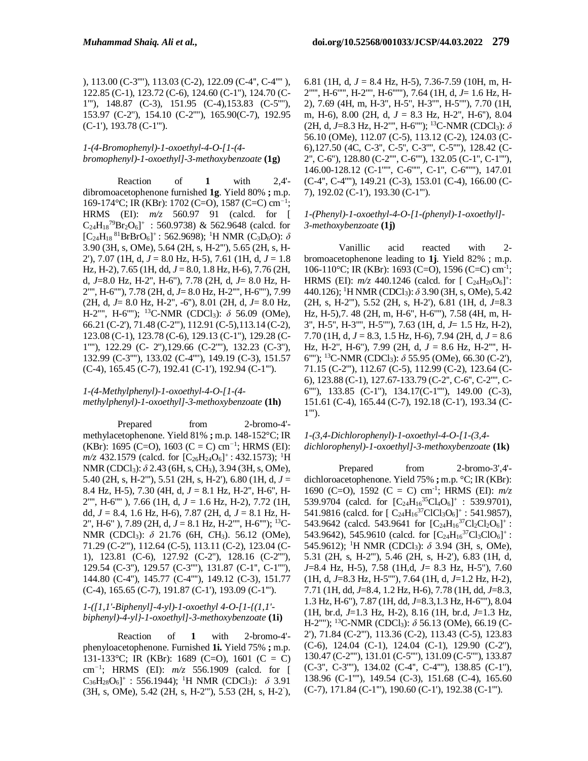), 113.00 (C-3''''), 113.03 (C-2), 122.09 (C-4'', C-4'''' ), 122.85 (C-1), 123.72 (C-6), 124.60 (C-1''), 124.70 (C-1'''), 148.87 (C-3), 151.95 (C-4),153.83 (C-5''''), 153.97 (C-2''), 154.10 (C-2''''), 165.90(C-7), 192.95 (C-1'), 193.78 (C-1''').

*1-(4-Bromophenyl)-1-oxoethyl-4-O-[1-(4-bromophenyl)-1-oxoethyl]-3-methoxybenzoate* **(1g)**

Reaction of **1** with 2,4'-dibromoacetophenone furnished **1g**. Yield 80% **;** m.p. 169-174°C; IR (KBr): 1702 (C=O), 1587 (C=C) cm$^{-1}$; HRMS (EI): *m/z* 560.97 91 (calcd. for [ $C_{24}H_{18}{}^{79}Br_2O_6$]$^+$ : 560.9738) & 562.9648 (calcd. for [$C_{24}H_{18}{}^{81}BrBrO_6$]$^+$: 562.9698); $^1$H NMR ($C_3D_6O$): $\delta$ 3.90 (3H, s, OMe), 5.64 (2H, s, H-2'''), 5.65 (2H, s, H-2'), 7.07 (1H, d, $J$ = 8.0 Hz, H-5), 7.61 (1H, d, $J$ = 1.8 Hz, H-2), 7.65 (1H, dd, $J$ = 8.0, 1.8 Hz, H-6), 7.76 (2H, d, $J$=8.0 Hz, H-2'', H-6''), 7.78 (2H, d, $J$= 8.0 Hz, H-2'''', H-6''''), 7.78 (2H, d, $J$= 8.0 Hz, H-2'''', H-6''''), 7.99 (2H, d, $J$= 8.0 Hz, H-2'', -6''), 8.01 (2H, d, $J$= 8.0 Hz, H-2'''', H-6''''); $^{13}$C-NMR (CDCl$_3$): $\delta$ 56.09 (OMe), 66.21 (C-2'), 71.48 (C-2'''), 112.91 (C-5),113.14 (C-2), 123.08 (C-1), 123.78 (C-6), 129.13 (C-1''), 129.28 (C-1''''), 122.29 (C- 2''),129.66 (C-2''''), 132.23 (C-3''), 132.99 (C-3''''), 133.02 (C-4''''), 149.19 (C-3), 151.57 (C-4), 165.45 (C-7), 192.41 (C-1'), 192.94 (C-1''').

*1-(4-Methylphenyl)-1-oxoethyl-4-O-[1-(4-methylphenyl)-1-oxoethyl]-3-methoxybenzoate* **(1h)**

Prepared from 2-bromo-4'-methylacetophenone. Yield 81% **;** m.p. 148-152°C; IR (KBr): 1695 (C=O), 1603 (C = C) cm$^{-1}$; HRMS (EI): *m/z* 432.1579 (calcd. for [$C_{26}H_{24}O_6$]$^+$ : 432.1573); $^1$H NMR (CDCl$_3$): $\delta$ 2.43 (6H, s, CH$_3$), 3.94 (3H, s, OMe), 5.40 (2H, s, H-2'''), 5.51 (2H, s, H-2'), 6.80 (1H, d, $J$ = 8.4 Hz, H-5), 7.30 (4H, d, $J$ = 8.1 Hz, H-2'', H-6'', H-2'''', H-6'''' ), 7.66 (1H, d, $J$ = 1.6 Hz, H-2), 7.72 (1H, dd, $J$ = 8.4, 1.6 Hz, H-6), 7.87 (2H, d, $J$ = 8.1 Hz, H-2'', H-6'' ), 7.89 (2H, d, $J$ = 8.1 Hz, H-2'''', H-6''''); $^{13}$C-NMR (CDCl$_3$): $\delta$ 21.76 (6H, CH$_3$). 56.12 (OMe), 71.29 (C-2'''), 112.64 (C-5), 113.11 (C-2), 123.04 (C-1), 123.81 (C-6), 127.92 (C-2''), 128.16 (C-2''''), 129.54 (C-3''), 129.57 (C-3''''), 131.87 (C-1'', C-1''''), 144.80 (C-4''), 145.77 (C-4''''), 149.12 (C-3), 151.77 (C-4), 165.65 (C-7), 191.87 (C-1'), 193.09 (C-1''').

*1-([1,1'-Biphenyl]-4-yl)-1-oxoethyl 4-O-[1-{(1,1'-biphenyl)-4-yl}-1-oxoethyl]-3-methoxybenzoate* **(1i)**

Reaction of **1** with 2-bromo-4'-phenyloacetophenone. Furnished **1i.** Yield 75% **;** m.p. 131-133°C; IR (KBr): 1689 (C=O), 1601 (C = C) cm$^{-1}$; HRMS (EI): *m/z* 556.1909 (calcd. for [ $C_{36}H_{28}O_6$]$^+$ : 556.1944); $^1$H NMR (CDCl$_3$): $\delta$ 3.91 (3H, s, OMe), 5.42 (2H, s, H-2'''), 5.53 (2H, s, H-2'), 6.81 (1H, d, $J$ = 8.4 Hz, H-5), 7.36-7.59 (10H, m, H-2'''''', H-6'''''', H-2''''', H-6''''''), 7.64 (1H, d, $J$= 1.6 Hz, H-2), 7.69 (4H, m, H-3'', H-5'', H-3'''', H-5''''), 7.70 (1H, m, H-6), 8.00 (2H, d, $J$ = 8.3 Hz, H-2'', H-6''), 8.04 (2H, d, $J$=8.3 Hz, H-2'''', H-6''''); $^{13}$C-NMR (CDCl$_3$): $\delta$ 56.10 (OMe), 112.07 (C-5), 113.12 (C-2), 124.03 (C-6),127.50 (4C, C-3'', C-5'', C-3'''', C-5''''), 128.42 (C-2'', C-6''), 128.80 (C-2'''', C-6''''), 132.05 (C-1'', C-1''''), 146.00-128.12 (C-1'''''', C-6'''''', C-1'', C-6''''''), 147.01 (C-4'', C-4''''), 149.21 (C-3), 153.01 (C-4), 166.00 (C-7), 192.02 (C-1'), 193.30 (C-1''').

*1-(Phenyl)-1-oxoethyl-4-O-[1-(phenyl)-1-oxoethyl]-3-methoxybenzoate* **(1j)**

Vanillic acid reacted with 2-bromoacetophenone leading to **1j**. Yield 82% ; m.p. 106-110°C; IR (KBr): 1693 (C=O), 1596 (C=C) cm$^{-1}$; HRMS (EI): *m/z* 440.1246 (calcd. for [ $C_{24}H_{20}O_6$]$^+$: 440.126); $^1$H NMR (CDCl$_3$): $\delta$ 3.90 (3H, s, OMe), 5.42 (2H, s, H-2'''), 5.52 (2H, s, H-2'), 6.81 (1H, d, $J$=8.3 Hz, H-5),7. 48 (2H, m, H-6'', H-6''''), 7.58 (4H, m, H-3'', H-5'', H-3'''', H-5''''), 7.63 (1H, d, $J$= 1.5 Hz, H-2), 7.70 (1H, d, $J$ = 8.3, 1.5 Hz, H-6), 7.94 (2H, d, $J$ = 8.6 Hz, H-2'', H-6''), 7.99 (2H, d, $J$ = 8.6 Hz, H-2'''', H-6''''); $^{13}$C-NMR (CDCl$_3$): $\delta$ 55.95 (OMe), 66.30 (C-2'), 71.15 (C-2'''), 112.67 (C-5), 112.99 (C-2), 123.64 (C-6), 123.88 (C-1), 127.67-133.79 (C-2'', C-6'', C-2'''', C-6''''), 133.85 (C-1''), 134.17(C-1''''), 149.00 (C-3), 151.61 (C-4), 165.44 (C-7), 192.18 (C-1'), 193.34 (C-1''').

*1-(3,4-Dichlorophenyl)-1-oxoethyl-4-O-[1-(3,4-dichlorophenyl)-1-oxoethyl]-3-methoxybenzoate* **(1k)**

Prepared from 2-bromo-3',4'-dichloroacetophenone. Yield 75% **;** m.p. °C; IR (KBr): 1690 (C=O), 1592 (C = C) cm$^{-1}$; HRMS (EI): *m/z* 539.9704 (calcd. for [$C_{24}H_{16}{}^{35}Cl_4O_6$]$^+$ : 539.9701), 541.9816 (calcd. for [ $C_{24}H_{16}{}^{37}ClCl_3O_6$]$^+$ : 541.9857), 543.9642 (calcd. 543.9641 for [$C_{24}H_{16}{}^{37}Cl_2Cl_2O_6$]$^+$ : 543.9642), 545.9610 (calcd. for [$C_{24}H_{16}{}^{37}Cl_3ClO_6$]$^+$ : 545.9612); $^1$H NMR (CDCl$_3$): $\delta$ 3.94 (3H, s, OMe), 5.31 (2H, s, H-2'''), 5.46 (2H, s, H-2'), 6.83 (1H, d, $J$=8.4 Hz, H-5), 7.58 (1H,d, $J$= 8.3 Hz, H-5''), 7.60 (1H, d, $J$=8.3 Hz, H-5''''), 7.64 (1H, d, $J$=1.2 Hz, H-2), 7.71 (1H, dd, $J$=8.4, 1.2 Hz, H-6), 7.78 (1H, dd, $J$=8.3, 1.3 Hz, H-6''), 7.87 (1H, dd, $J$=8.3,1.3 Hz, H-6''''), 8.04 (1H, br.d, $J$=1.3 Hz, H-2), 8.16 (1H, br.d, $J$=1.3 Hz, H-2''''); $^{13}$C-NMR (CDCl$_3$): $\delta$ 56.13 (OMe), 66.19 (C-2'), 71.84 (C-2'''), 113.36 (C-2), 113.43 (C-5), 123.83 (C-6), 124.04 (C-1), 124.04 (C-1), 129.90 (C-2''), 130.47 (C-2''''), 131.01 (C-5''''), 131.09 (C-5''''), 133.87 (C-3'', C-3''''), 134.02 (C-4'', C-4''''), 138.85 (C-1''), 138.96 (C-1''''), 149.54 (C-3), 151.68 (C-4), 165.60 (C-7), 171.84 (C-1'''), 190.60 (C-1'), 192.38 (C-1''').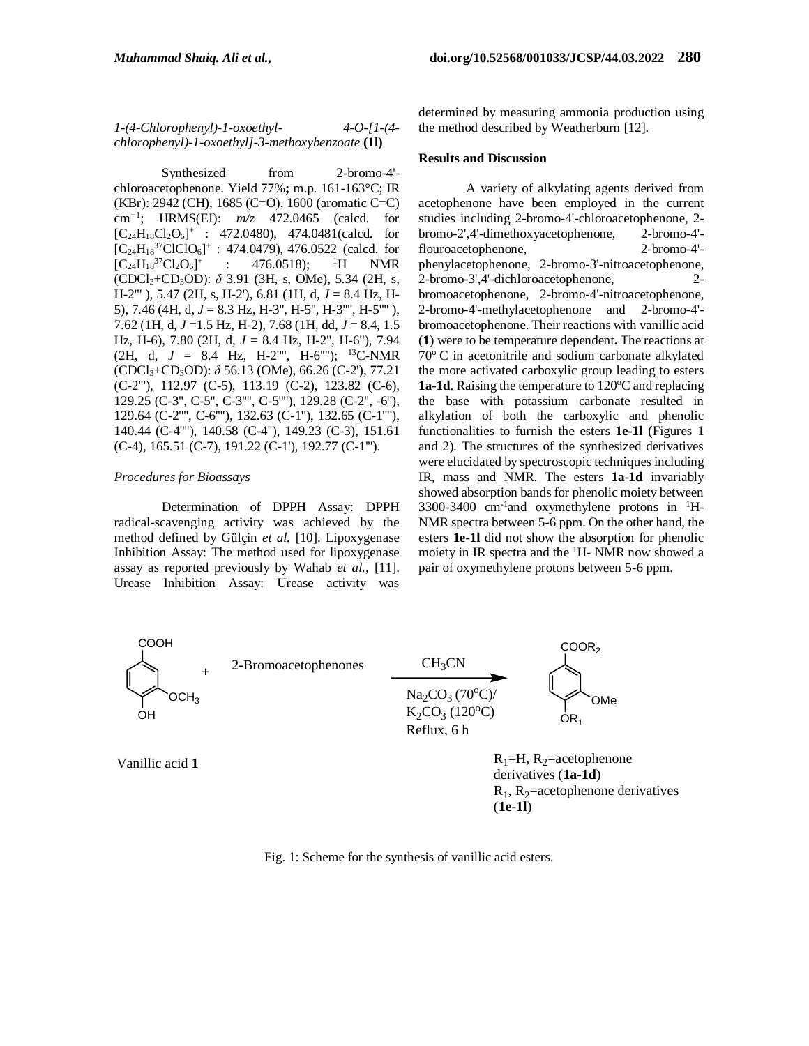*1-(4-Chlorophenyl)-1-oxoethyl- 4-O-[1-(4-chlorophenyl)-1-oxoethyl]-3-methoxybenzoate* **(1l)**

Synthesized from 2-bromo-4'-chloroacetophenone. Yield 77%**;** m.p. 161-163°C; IR (KBr): 2942 (CH), 1685 (C=O), 1600 (aromatic C=C) $cm^{-1}$; HRMS(EI): *m/z* 472.0465 (calcd. for $[C_{24}H_{18}Cl_2O_6]^+$ : 472.0480), 474.0481(calcd. for $[C_{24}H_{18}{}^{37}ClClO_6]^+$ : 474.0479), 476.0522 (calcd. for $[C_{24}H_{18}{}^{37}Cl_2O_6]^+$ : 476.0518); $^1$H NMR ($CDCl_3$+$CD_3OD$): $\delta$ 3.91 (3H, s, OMe), 5.34 (2H, s, H-2''' ), 5.47 (2H, s, H-2'), 6.81 (1H, d, $J$ = 8.4 Hz, H-5), 7.46 (4H, d, $J$ = 8.3 Hz, H-3'', H-5'', H-3'''', H-5'''' ), 7.62 (1H, d, $J$ =1.5 Hz, H-2), 7.68 (1H, dd, $J$ = 8.4, 1.5 Hz, H-6), 7.80 (2H, d, $J$ = 8.4 Hz, H-2'', H-6''), 7.94 (2H, d, $J$ = 8.4 Hz, H-2'''', H-6''''); $^{13}$C-NMR ($CDCl_3$+$CD_3OD$): $\delta$ 56.13 (OMe), 66.26 (C-2'), 77.21 (C-2'''), 112.97 (C-5), 113.19 (C-2), 123.82 (C-6), 129.25 (C-3'', C-5'', C-3'''', C-5''''), 129.28 (C-2'', -6''), 129.64 (C-2'''', C-6''''), 132.63 (C-1''), 132.65 (C-1''''), 140.44 (C-4''''), 140.58 (C-4''), 149.23 (C-3), 151.61 (C-4), 165.51 (C-7), 191.22 (C-1'), 192.77 (C-1''').

*Procedures for Bioassays*

Determination of DPPH Assay: DPPH radical-scavenging activity was achieved by the method defined by Gülçin *et al.* [10]. Lipoxygenase Inhibition Assay: The method used for lipoxygenase assay as reported previously by Wahab *et al.,* [11]. Urease Inhibition Assay: Urease activity was determined by measuring ammonia production using the method described by Weatherburn [12].

## Results and Discussion

A variety of alkylating agents derived from acetophenone have been employed in the current studies including 2-bromo-4'-chloroacetophenone, 2-bromo-2',4'-dimethoxyacetophenone, 2-bromo-4'-flouroacetophenone, 2-bromo-4'-phenylacetophenone, 2-bromo-3'-nitroacetophenone, 2-bromo-3',4'-dichloroacetophenone, 2-bromoacetophenone, 2-bromo-4'-nitroacetophenone, 2-bromo-4'-methylacetophenone and 2-bromo-4'-bromoacetophenone. Their reactions with vanillic acid (**1**) were to be temperature dependent**.** The reactions at 70$^o$ C in acetonitrile and sodium carbonate alkylated the more activated carboxylic group leading to esters **1a-1d**. Raising the temperature to 120$^o$C and replacing the base with potassium carbonate resulted in alkylation of both the carboxylic and phenolic functionalities to furnish the esters **1e-1l** (Figures 1 and 2). The structures of the synthesized derivatives were elucidated by spectroscopic techniques including IR, mass and NMR. The esters **1a-1d** invariably showed absorption bands for phenolic moiety between 3300-3400 $cm^{-1}$and oxymethylene protons in $^1$H-NMR spectra between 5-6 ppm. On the other hand, the esters **1e-1l** did not show the absorption for phenolic moiety in IR spectra and the $^1$H- NMR now showed a pair of oxymethylene protons between 5-6 ppm.

Vanillic acid **1** + 2-Bromoacetophenones → ($CH_3CN$, $Na_2CO_3$ (70$^o$C)/ $K_2CO_3$ (120$^o$C), Reflux, 6 h)

$R_1$=H, $R_2$=acetophenone derivatives (**1a-1d**)
$R_1$, $R_2$=acetophenone derivatives (**1e-1l**)

Fig. 1: Scheme for the synthesis of vanillic acid esters.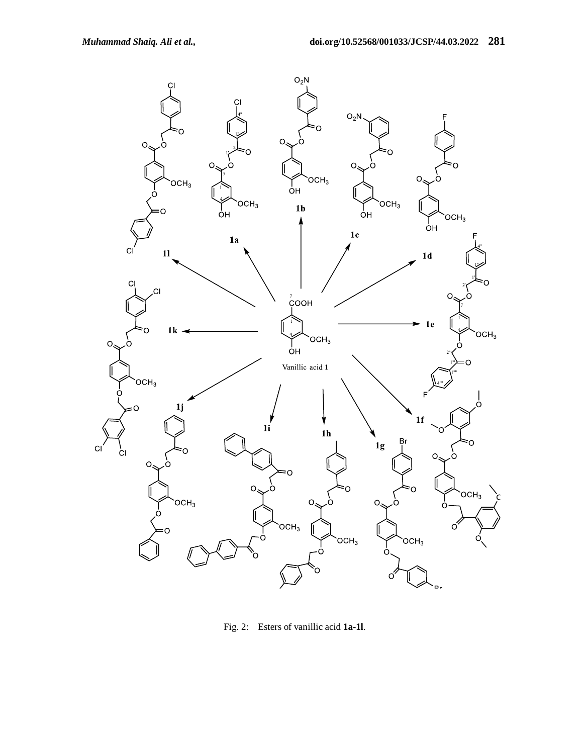Fig. 2: Esters of vanillic acid **1a-1l**.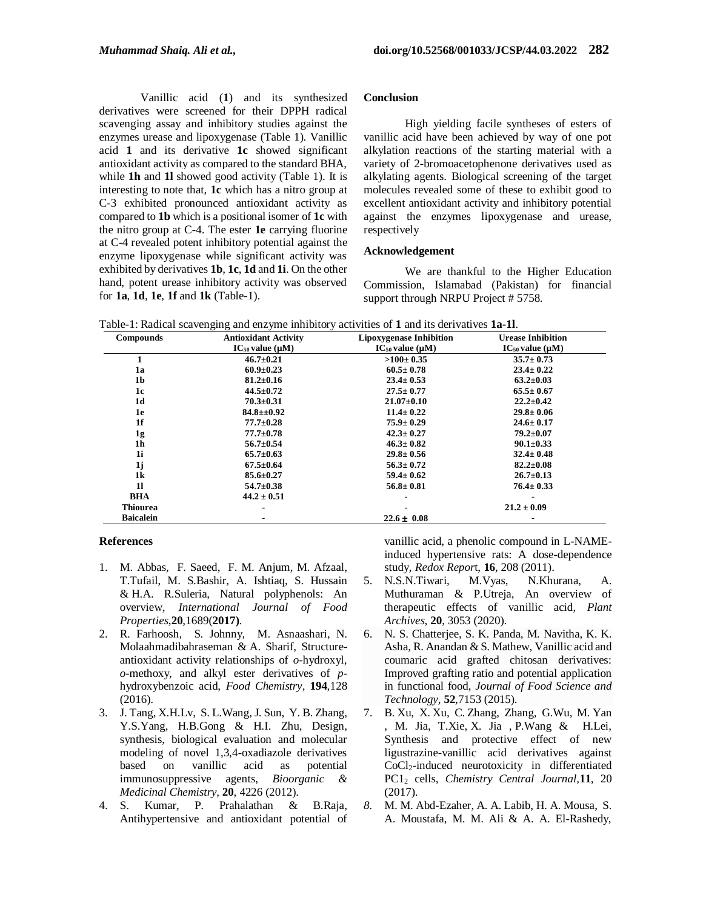Vanillic acid (**1**) and its synthesized derivatives were screened for their DPPH radical scavenging assay and inhibitory studies against the enzymes urease and lipoxygenase (Table 1). Vanillic acid **1** and its derivative **1c** showed significant antioxidant activity as compared to the standard BHA, while **1h** and **1l** showed good activity (Table 1). It is interesting to note that, **1c** which has a nitro group at C-3 exhibited pronounced antioxidant activity as compared to **1b** which is a positional isomer of **1c** with the nitro group at C-4. The ester **1e** carrying fluorine at C-4 revealed potent inhibitory potential against the enzyme lipoxygenase while significant activity was exhibited by derivatives **1b**, **1c**, **1d** and **1i**. On the other hand, potent urease inhibitory activity was observed for **1a**, **1d**, **1e**, **1f** and **1k** (Table-1).

## Conclusion

High yielding facile syntheses of esters of vanillic acid have been achieved by way of one pot alkylation reactions of the starting material with a variety of 2-bromoacetophenone derivatives used as alkylating agents. Biological screening of the target molecules revealed some of these to exhibit good to excellent antioxidant activity and inhibitory potential against the enzymes lipoxygenase and urease, respectively

## Acknowledgement

We are thankful to the Higher Education Commission, Islamabad (Pakistan) for financial support through NRPU Project # 5758.

Table-1: Radical scavenging and enzyme inhibitory activities of **1** and its derivatives **1a-1l**.

| Compounds | Antioxidant Activity $IC_{50}$ value (µM) | Lipoxygenase Inhibition $IC_{50}$ value (µM) | Urease Inhibition $IC_{50}$ value (µM) |
|---|---|---|---|
| **1** | 46.7±0.21 | >100± 0.35 | 35.7± 0.73 |
| **1a** | 60.9±0.23 | 60.5± 0.78 | 23.4± 0.22 |
| **1b** | 81.2±0.16 | 23.4± 0.53 | 63.2±0.03 |
| **1c** | 44.5±0.72 | 27.5± 0.77 | 65.5± 0.67 |
| **1d** | 70.3±0.31 | 21.07±0.10 | 22.2±0.42 |
| **1e** | 84.8±±0.92 | 11.4± 0.22 | 29.8± 0.06 |
| **1f** | 77.7±0.28 | 75.9± 0.29 | 24.6± 0.17 |
| **1g** | 77.7±0.78 | 42.3± 0.27 | 79.2±0.07 |
| **1h** | 56.7±0.54 | 46.3± 0.82 | 90.1±0.33 |
| **1i** | 65.7±0.63 | 29.8± 0.56 | 32.4± 0.48 |
| **1j** | 67.5±0.64 | 56.3± 0.72 | 82.2±0.08 |
| **1k** | 85.6±0.27 | 59.4± 0.62 | 26.7±0.13 |
| **1l** | 54.7±0.38 | 56.8± 0.81 | 76.4± 0.33 |
| **BHA** | 44.2 ± 0.51 | - | - |
| **Thiourea** | - | - | 21.2 ± 0.09 |
| **Baicalein** | - | 22.6 ± 0.08 | - |

## References

1. M. Abbas, F. Saeed, F. M. Anjum, M. Afzaal, T.Tufail, M. S.Bashir, A. Ishtiaq, S. Hussain & H.A. R.Suleria, Natural polyphenols: An overview, *International Journal of Food Properties*,**20**,1689(**2017)**.
2. R. Farhoosh, S. Johnny, M. Asnaashari, N. Molaahmadibahraseman & A. Sharif, Structure-antioxidant activity relationships of *o*-hydroxyl, *o*-methoxy, and alkyl ester derivatives of *p*-hydroxybenzoic acid, *Food Chemistry*, **194**,128 (2016).
3. J. Tang, X.H.Lv, S. L.Wang, J. Sun, Y. B. Zhang, Y.S.Yang, H.B.Gong & H.I. Zhu, Design, synthesis, biological evaluation and molecular modeling of novel 1,3,4-oxadiazole derivatives based on vanillic acid as potential immunosuppressive agents, *Bioorganic & Medicinal Chemistry*, **20**, 4226 (2012).
4. S. Kumar, P. Prahalathan & B.Raja, Antihypertensive and antioxidant potential of vanillic acid, a phenolic compound in L-NAME-induced hypertensive rats: A dose-dependence study, *Redox Report*, **16**, 208 (2011).
5. N.S.N.Tiwari, M.Vyas, N.Khurana, A. Muthuraman & P.Utreja, An overview of therapeutic effects of vanillic acid, *Plant Archives*, **20**, 3053 (2020).
6. N. S. Chatterjee, S. K. Panda, M. Navitha, K. K. Asha, R. Anandan & S. Mathew, Vanillic acid and coumaric acid grafted chitosan derivatives: Improved grafting ratio and potential application in functional food, *Journal of Food Science and Technology*, **52**,7153 (2015).
7. B. Xu, X. Xu, C. Zhang, Zhang, G.Wu, M. Yan , M. Jia, T.Xie, X. Jia , P.Wang & H.Lei, Synthesis and protective effect of new ligustrazine-vanillic acid derivatives against $CoCl_2$-induced neurotoxicity in differentiated $PC1_2$ cells, *Chemistry Central Journal*,**11**, 20 (2017).
8. M. M. Abd-Ezaher, A. A. Labib, H. A. Mousa, S. A. Moustafa, M. M. Ali & A. A. El-Rashedy,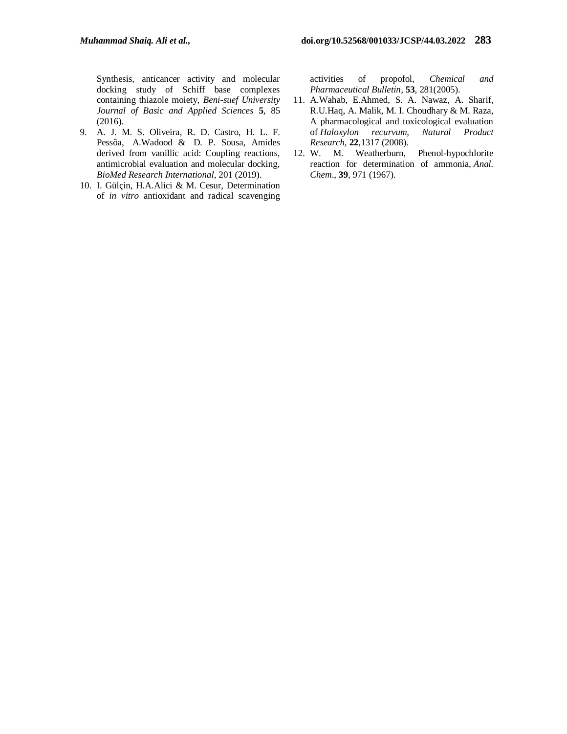Synthesis, anticancer activity and molecular docking study of Schiff base complexes containing thiazole moiety, *Beni-suef University Journal of Basic and Applied Sciences* **5**, 85 (2016).

9. A. J. M. S. Oliveira, R. D. Castro, H. L. F. Pessôa, A.Wadood & D. P. Sousa, Amides derived from vanillic acid: Coupling reactions, antimicrobial evaluation and molecular docking, *BioMed Research International*, 201 (2019).
10. I. Gülçin, H.A.Alici & M. Cesur, Determination of *in vitro* antioxidant and radical scavenging activities of propofol, *Chemical and Pharmaceutical Bulletin,* **53**, 281(2005).
11. A.Wahab, E.Ahmed, S. A. Nawaz, A. Sharif, R.U.Haq, A. Malik, M. I. Choudhary & M. Raza, A pharmacological and toxicological evaluation of *Haloxylon recurvum*, *Natural Product Research*, **22**,1317 (2008).
12. W. M. Weatherburn, Phenol-hypochlorite reaction for determination of ammonia, *Anal. Chem*., **39**, 971 (1967).